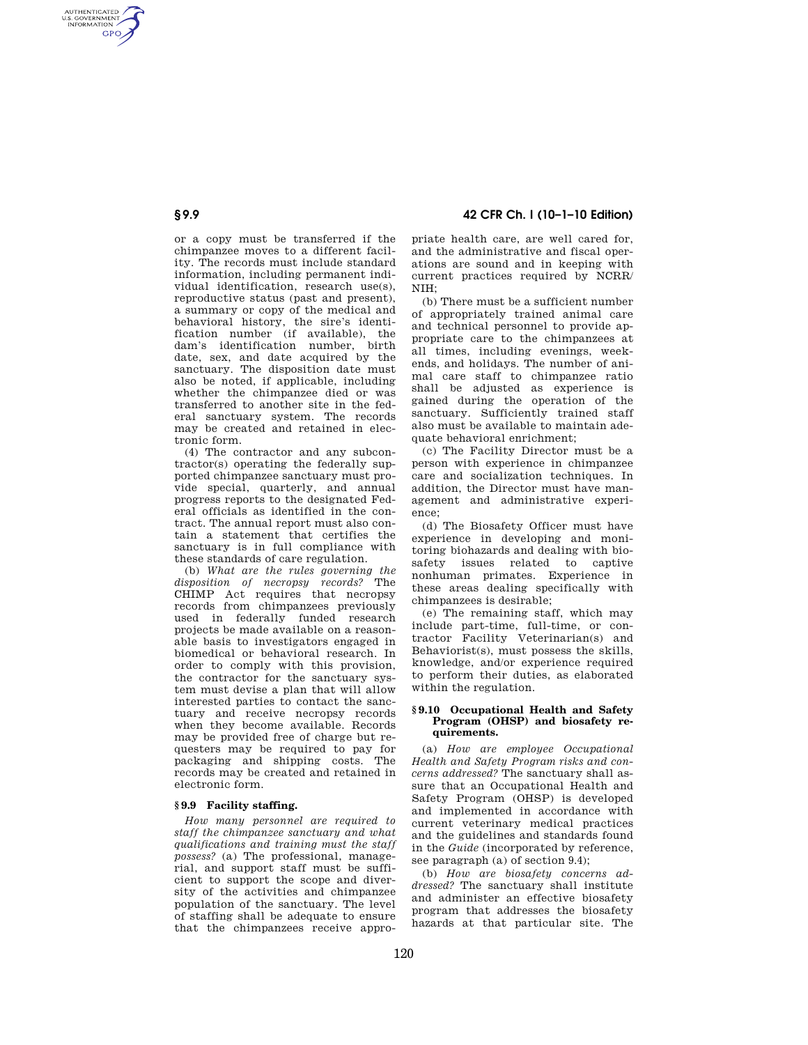or a copy must be transferred if the chimpanzee moves to a different facility. The records must include standard information, including permanent individual identification, research use(s), reproductive status (past and present), a summary or copy of the medical and behavioral history, the sire's identification number (if available), the dam's identification number, birth date, sex, and date acquired by the sanctuary. The disposition date must also be noted, if applicable, including whether the chimpanzee died or was transferred to another site in the federal sanctuary system. The records may be created and retained in electronic form.

(4) The contractor and any subcontractor(s) operating the federally supported chimpanzee sanctuary must provide special, quarterly, and annual progress reports to the designated Federal officials as identified in the contract. The annual report must also contain a statement that certifies the sanctuary is in full compliance with these standards of care regulation.

(b) *What are the rules governing the disposition of necropsy records?* The CHIMP Act requires that necropsy records from chimpanzees previously used in federally funded research projects be made available on a reasonable basis to investigators engaged in biomedical or behavioral research. In order to comply with this provision, the contractor for the sanctuary system must devise a plan that will allow interested parties to contact the sanctuary and receive necropsy records when they become available. Records may be provided free of charge but requesters may be required to pay for packaging and shipping costs. The records may be created and retained in electronic form.

### § 9.9 Facility staffing.

*How many personnel are required to staff the chimpanzee sanctuary and what qualifications and training must the staff possess?* (a) The professional, managerial, and support staff must be sufficient to support the scope and diversity of the activities and chimpanzee population of the sanctuary. The level of staffing shall be adequate to ensure that the chimpanzees receive appropriate health care, are well cared for, and the administrative and fiscal operations are sound and in keeping with current practices required by NCRR/NIH;

(b) There must be a sufficient number of appropriately trained animal care and technical personnel to provide appropriate care to the chimpanzees at all times, including evenings, weekends, and holidays. The number of animal care staff to chimpanzee ratio shall be adjusted as experience is gained during the operation of the sanctuary. Sufficiently trained staff also must be available to maintain adequate behavioral enrichment;

(c) The Facility Director must be a person with experience in chimpanzee care and socialization techniques. In addition, the Director must have management and administrative experience;

(d) The Biosafety Officer must have experience in developing and monitoring biohazards and dealing with biosafety issues related to captive nonhuman primates. Experience in these areas dealing specifically with chimpanzees is desirable;

(e) The remaining staff, which may include part-time, full-time, or contractor Facility Veterinarian(s) and Behaviorist(s), must possess the skills, knowledge, and/or experience required to perform their duties, as elaborated within the regulation.

### § 9.10 Occupational Health and Safety Program (OHSP) and biosafety requirements.

(a) *How are employee Occupational Health and Safety Program risks and concerns addressed?* The sanctuary shall assure that an Occupational Health and Safety Program (OHSP) is developed and implemented in accordance with current veterinary medical practices and the guidelines and standards found in the *Guide* (incorporated by reference, see paragraph (a) of section 9.4);

(b) *How are biosafety concerns addressed?* The sanctuary shall institute and administer an effective biosafety program that addresses the biosafety hazards at that particular site. The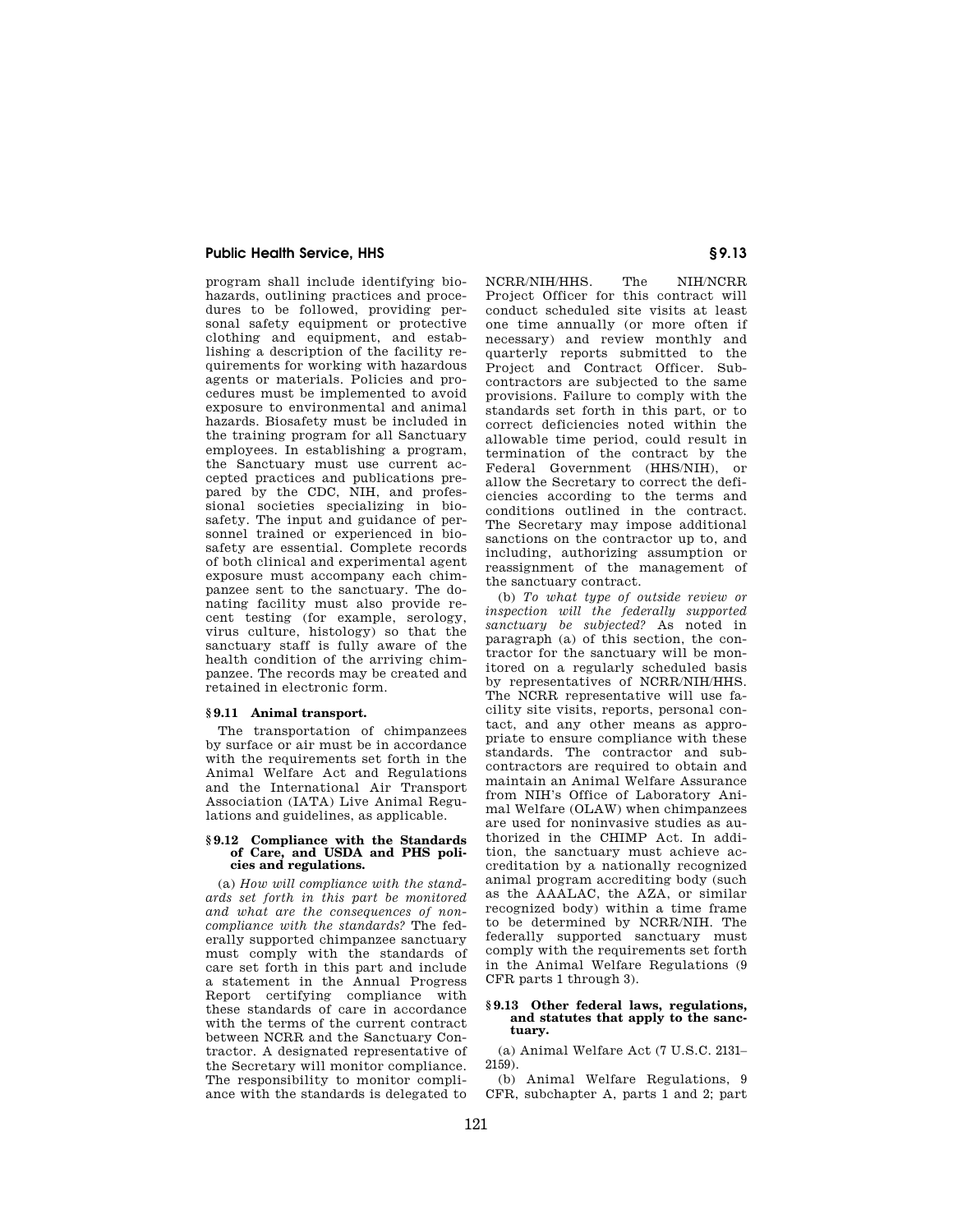program shall include identifying biohazards, outlining practices and procedures to be followed, providing personal safety equipment or protective clothing and equipment, and establishing a description of the facility requirements for working with hazardous agents or materials. Policies and procedures must be implemented to avoid exposure to environmental and animal hazards. Biosafety must be included in the training program for all Sanctuary employees. In establishing a program, the Sanctuary must use current accepted practices and publications prepared by the CDC, NIH, and professional societies specializing in biosafety. The input and guidance of personnel trained or experienced in biosafety are essential. Complete records of both clinical and experimental agent exposure must accompany each chimpanzee sent to the sanctuary. The donating facility must also provide recent testing (for example, serology, virus culture, histology) so that the sanctuary staff is fully aware of the health condition of the arriving chimpanzee. The records may be created and retained in electronic form.

### § 9.11 Animal transport.

The transportation of chimpanzees by surface or air must be in accordance with the requirements set forth in the Animal Welfare Act and Regulations and the International Air Transport Association (IATA) Live Animal Regulations and guidelines, as applicable.

### § 9.12 Compliance with the Standards of Care, and USDA and PHS policies and regulations.

(a) *How will compliance with the standards set forth in this part be monitored and what are the consequences of noncompliance with the standards?* The federally supported chimpanzee sanctuary must comply with the standards of care set forth in this part and include a statement in the Annual Progress Report certifying compliance with these standards of care in accordance with the terms of the current contract between NCRR and the Sanctuary Contractor. A designated representative of the Secretary will monitor compliance. The responsibility to monitor compliance with the standards is delegated to NCRR/NIH/HHS. The NIH/NCRR Project Officer for this contract will conduct scheduled site visits at least one time annually (or more often if necessary) and review monthly and quarterly reports submitted to the Project and Contract Officer. Subcontractors are subjected to the same provisions. Failure to comply with the standards set forth in this part, or to correct deficiencies noted within the allowable time period, could result in termination of the contract by the Federal Government (HHS/NIH), or allow the Secretary to correct the deficiencies according to the terms and conditions outlined in the contract. The Secretary may impose additional sanctions on the contractor up to, and including, authorizing assumption or reassignment of the management of the sanctuary contract.

(b) *To what type of outside review or inspection will the federally supported sanctuary be subjected?* As noted in paragraph (a) of this section, the contractor for the sanctuary will be monitored on a regularly scheduled basis by representatives of NCRR/NIH/HHS. The NCRR representative will use facility site visits, reports, personal contact, and any other means as appropriate to ensure compliance with these standards. The contractor and subcontractors are required to obtain and maintain an Animal Welfare Assurance from NIH's Office of Laboratory Animal Welfare (OLAW) when chimpanzees are used for noninvasive studies as authorized in the CHIMP Act. In addition, the sanctuary must achieve accreditation by a nationally recognized animal program accrediting body (such as the AAALAC, the AZA, or similar recognized body) within a time frame to be determined by NCRR/NIH. The federally supported sanctuary must comply with the requirements set forth in the Animal Welfare Regulations (9 CFR parts 1 through 3).

### § 9.13 Other federal laws, regulations, and statutes that apply to the sanctuary.

(a) Animal Welfare Act (7 U.S.C. 2131–2159).

(b) Animal Welfare Regulations, 9 CFR, subchapter A, parts 1 and 2; part